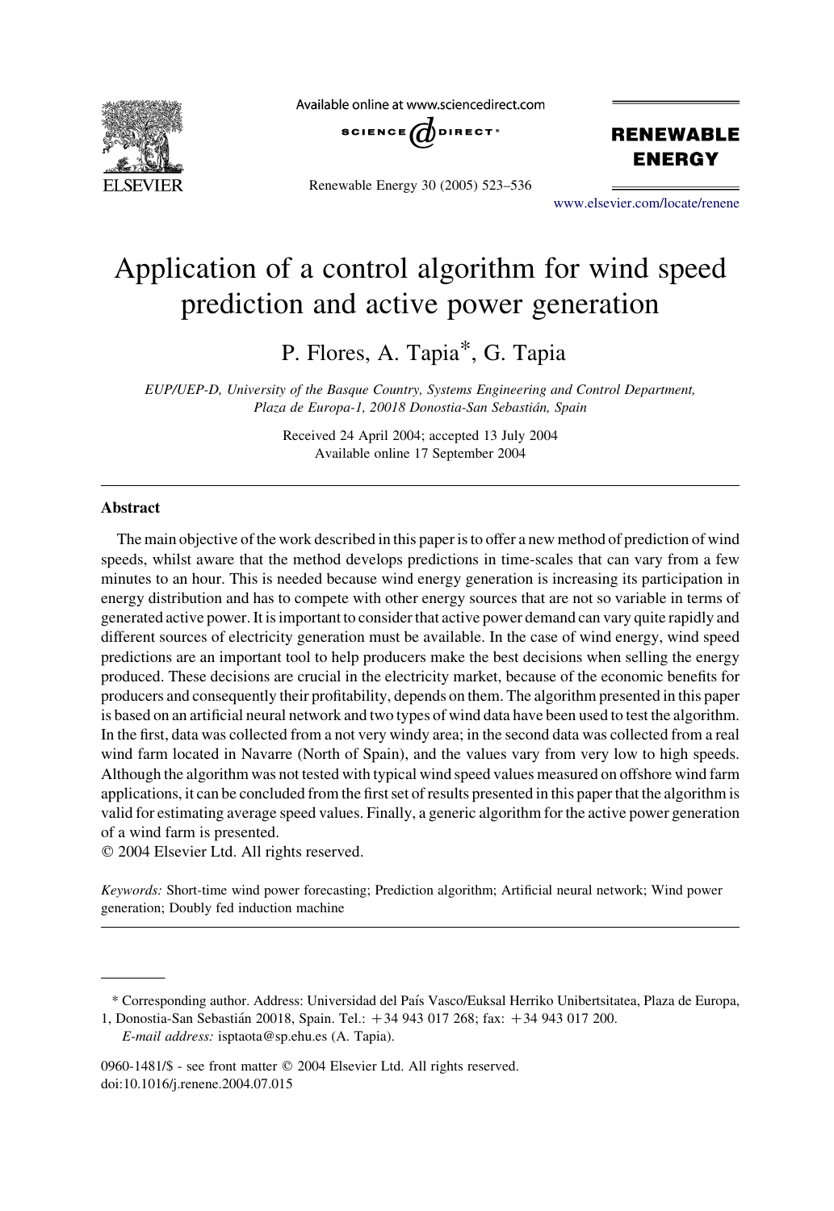# Application of a control algorithm for wind speed prediction and active power generation

P. Flores, A. Tapia*, G. Tapia

*EUP/UEP-D, University of the Basque Country, Systems Engineering and Control Department, Plaza de Europa-1, 20018 Donostia-San Sebastián, Spain*

Received 24 April 2004; accepted 13 July 2004
Available online 17 September 2004

## Abstract

The main objective of the work described in this paper is to offer a new method of prediction of wind speeds, whilst aware that the method develops predictions in time-scales that can vary from a few minutes to an hour. This is needed because wind energy generation is increasing its participation in energy distribution and has to compete with other energy sources that are not so variable in terms of generated active power. It is important to consider that active power demand can vary quite rapidly and different sources of electricity generation must be available. In the case of wind energy, wind speed predictions are an important tool to help producers make the best decisions when selling the energy produced. These decisions are crucial in the electricity market, because of the economic benefits for producers and consequently their profitability, depends on them. The algorithm presented in this paper is based on an artificial neural network and two types of wind data have been used to test the algorithm. In the first, data was collected from a not very windy area; in the second data was collected from a real wind farm located in Navarre (North of Spain), and the values vary from very low to high speeds. Although the algorithm was not tested with typical wind speed values measured on offshore wind farm applications, it can be concluded from the first set of results presented in this paper that the algorithm is valid for estimating average speed values. Finally, a generic algorithm for the active power generation of a wind farm is presented.

© 2004 Elsevier Ltd. All rights reserved.

*Keywords:* Short-time wind power forecasting; Prediction algorithm; Artificial neural network; Wind power generation; Doubly fed induction machine

---

\* Corresponding author. Address: Universidad del País Vasco/Euksal Herriko Unibertsitatea, Plaza de Europa, 1, Donostia-San Sebastián 20018, Spain. Tel.: +34 943 017 268; fax: +34 943 017 200.

*E-mail address:* isptaota@sp.ehu.es (A. Tapia).

0960-1481/$ - see front matter © 2004 Elsevier Ltd. All rights reserved.
doi:10.1016/j.renene.2004.07.015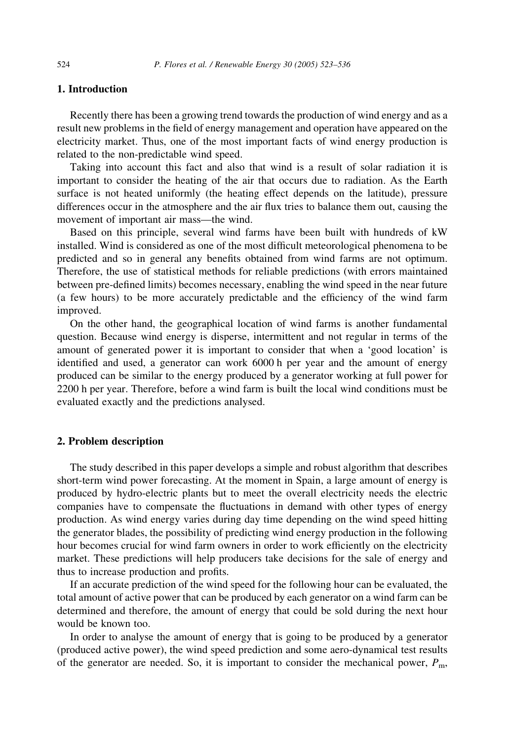## 1. Introduction

Recently there has been a growing trend towards the production of wind energy and as a result new problems in the field of energy management and operation have appeared on the electricity market. Thus, one of the most important facts of wind energy production is related to the non-predictable wind speed.

Taking into account this fact and also that wind is a result of solar radiation it is important to consider the heating of the air that occurs due to radiation. As the Earth surface is not heated uniformly (the heating effect depends on the latitude), pressure differences occur in the atmosphere and the air flux tries to balance them out, causing the movement of important air mass—the wind.

Based on this principle, several wind farms have been built with hundreds of kW installed. Wind is considered as one of the most difficult meteorological phenomena to be predicted and so in general any benefits obtained from wind farms are not optimum. Therefore, the use of statistical methods for reliable predictions (with errors maintained between pre-defined limits) becomes necessary, enabling the wind speed in the near future (a few hours) to be more accurately predictable and the efficiency of the wind farm improved.

On the other hand, the geographical location of wind farms is another fundamental question. Because wind energy is disperse, intermittent and not regular in terms of the amount of generated power it is important to consider that when a 'good location' is identified and used, a generator can work 6000 h per year and the amount of energy produced can be similar to the energy produced by a generator working at full power for 2200 h per year. Therefore, before a wind farm is built the local wind conditions must be evaluated exactly and the predictions analysed.

## 2. Problem description

The study described in this paper develops a simple and robust algorithm that describes short-term wind power forecasting. At the moment in Spain, a large amount of energy is produced by hydro-electric plants but to meet the overall electricity needs the electric companies have to compensate the fluctuations in demand with other types of energy production. As wind energy varies during day time depending on the wind speed hitting the generator blades, the possibility of predicting wind energy production in the following hour becomes crucial for wind farm owners in order to work efficiently on the electricity market. These predictions will help producers take decisions for the sale of energy and thus to increase production and profits.

If an accurate prediction of the wind speed for the following hour can be evaluated, the total amount of active power that can be produced by each generator on a wind farm can be determined and therefore, the amount of energy that could be sold during the next hour would be known too.

In order to analyse the amount of energy that is going to be produced by a generator (produced active power), the wind speed prediction and some aero-dynamical test results of the generator are needed. So, it is important to consider the mechanical power, $P_m$,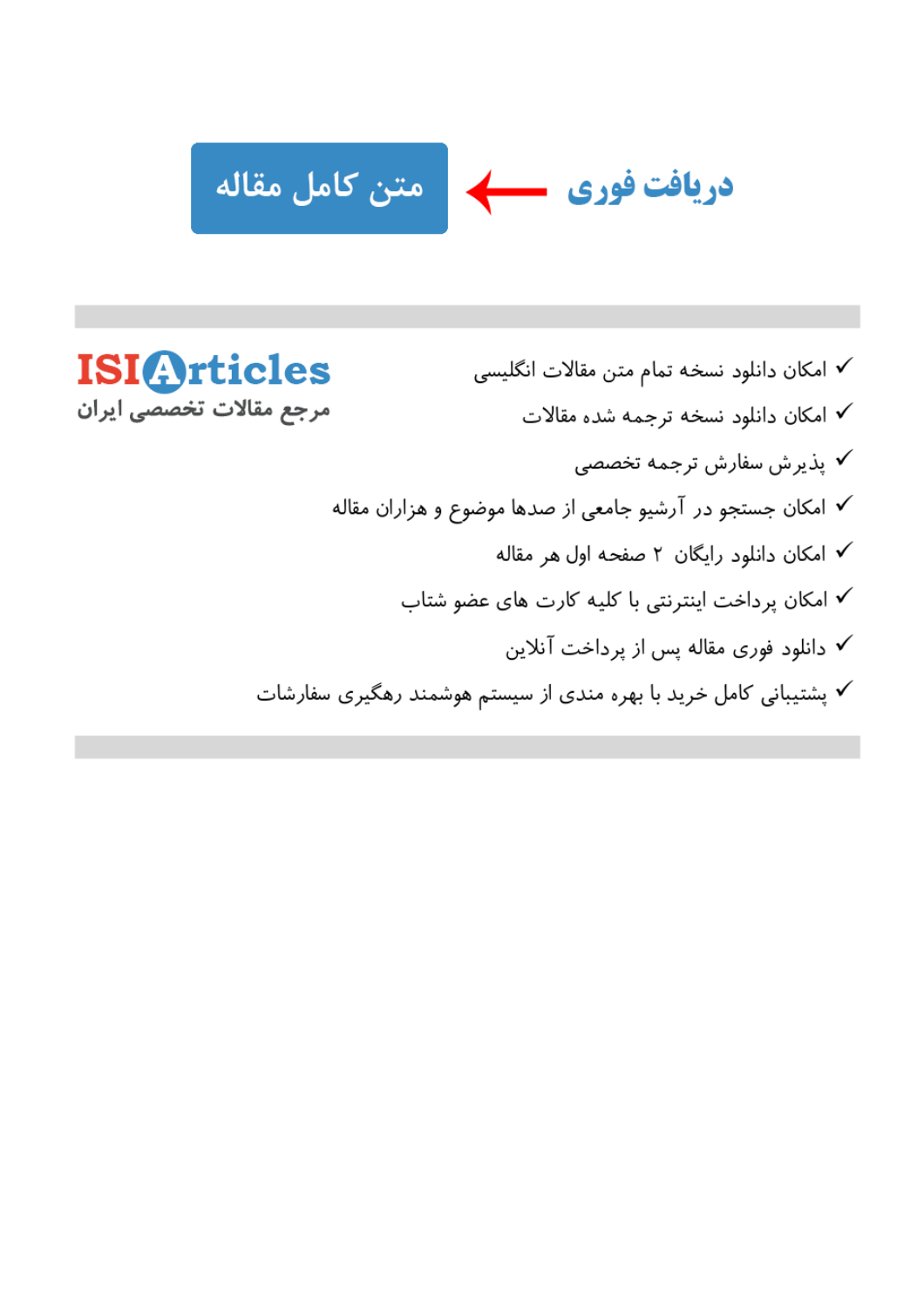دریافت فوری ← متن کامل مقاله

ISIArticles
مرجع مقالات تخصصی ایران

- ✓ امکان دانلود نسخه تمام متن مقالات انگلیسی
- ✓ امکان دانلود نسخه ترجمه شده مقالات
- ✓ پذیرش سفارش ترجمه تخصصی
- ✓ امکان جستجو در آرشیو جامعی از صدها موضوع و هزاران مقاله
- ✓ امکان دانلود رایگان ۲ صفحه اول هر مقاله
- ✓ امکان پرداخت اینترنتی با کلیه کارت های عضو شتاب
- ✓ دانلود فوری مقاله پس از پرداخت آنلاین
- ✓ پشتیبانی کامل خرید با بهره مندی از سیستم هوشمند رهگیری سفارشات